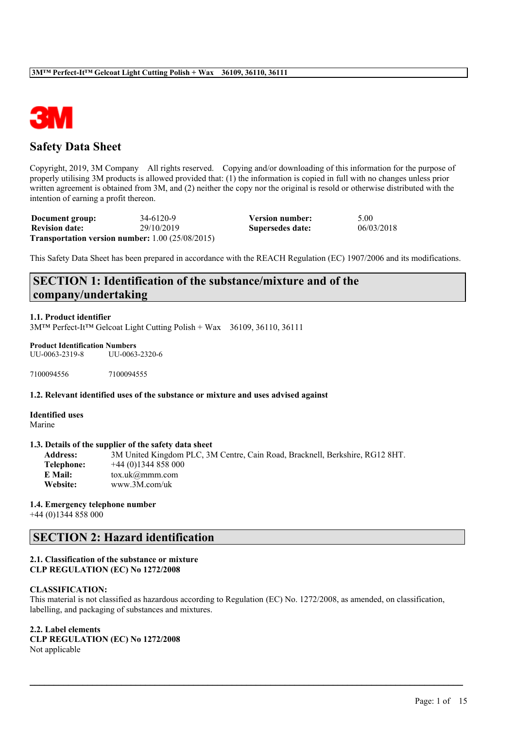# Safety Data Sheet

Copyright, 2019, 3M Company All rights reserved. Copying and/or downloading of this information for the purpose of properly utilising 3M products is allowed provided that: (1) the information is copied in full with no changes unless prior written agreement is obtained from 3M, and (2) neither the copy nor the original is resold or otherwise distributed with the intention of earning a profit thereon.

| | | | |
|---|---|---|---|
| **Document group:** | 34-6120-9 | **Version number:** | 5.00 |
| **Revision date:** | 29/10/2019 | **Supersedes date:** | 06/03/2018 |

**Transportation version number:** 1.00 (25/08/2015)

This Safety Data Sheet has been prepared in accordance with the REACH Regulation (EC) 1907/2006 and its modifications.

## SECTION 1: Identification of the substance/mixture and of the company/undertaking

### 1.1. Product identifier

3M™ Perfect-It™ Gelcoat Light Cutting Polish + Wax 36109, 36110, 36111

**Product Identification Numbers**

UU-0063-2319-8 UU-0063-2320-6

7100094556 7100094555

### 1.2. Relevant identified uses of the substance or mixture and uses advised against

**Identified uses**

Marine

### 1.3. Details of the supplier of the safety data sheet

**Address:** 3M United Kingdom PLC, 3M Centre, Cain Road, Bracknell, Berkshire, RG12 8HT.
**Telephone:** +44 (0)1344 858 000
**E Mail:** tox.uk@mmm.com
**Website:** www.3M.com/uk

### 1.4. Emergency telephone number

+44 (0)1344 858 000

## SECTION 2: Hazard identification

### 2.1. Classification of the substance or mixture

**CLP REGULATION (EC) No 1272/2008**

**CLASSIFICATION:**

This material is not classified as hazardous according to Regulation (EC) No. 1272/2008, as amended, on classification, labelling, and packaging of substances and mixtures.

### 2.2. Label elements

**CLP REGULATION (EC) No 1272/2008**

Not applicable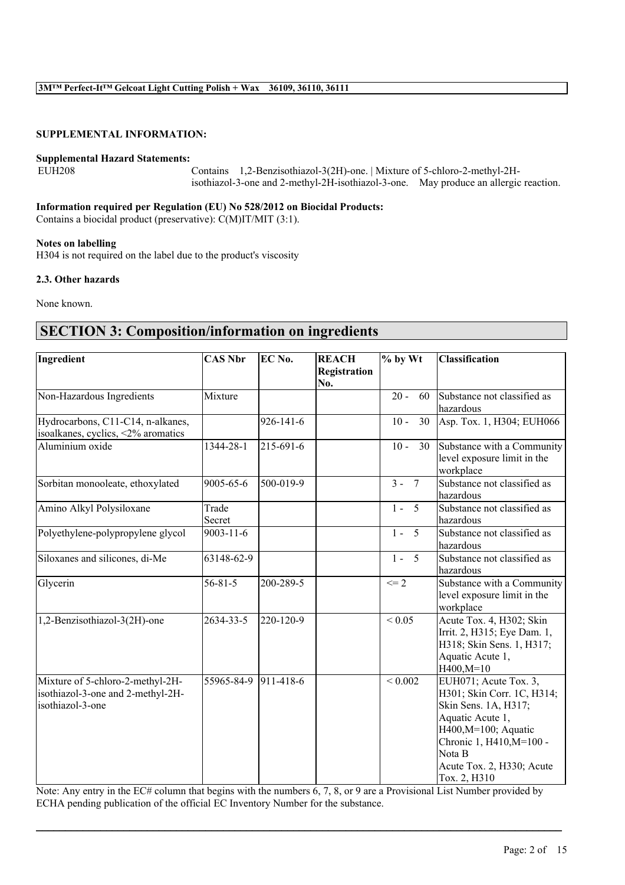**SUPPLEMENTAL INFORMATION:**

**Supplemental Hazard Statements:**

EUH208 Contains 1,2-Benzisothiazol-3(2H)-one. | Mixture of 5-chloro-2-methyl-2H-isothiazol-3-one and 2-methyl-2H-isothiazol-3-one. May produce an allergic reaction.

**Information required per Regulation (EU) No 528/2012 on Biocidal Products:**
Contains a biocidal product (preservative): C(M)IT/MIT (3:1).

**Notes on labelling**
H304 is not required on the label due to the product's viscosity

**2.3. Other hazards**

None known.

# SECTION 3: Composition/information on ingredients

| Ingredient | CAS Nbr | EC No. | REACH Registration No. | % by Wt | Classification |
|---|---|---|---|---|---|
| Non-Hazardous Ingredients | Mixture | | | 20 - 60 | Substance not classified as hazardous |
| Hydrocarbons, C11-C14, n-alkanes, isoalkanes, cyclics, <2% aromatics | | 926-141-6 | | 10 - 30 | Asp. Tox. 1, H304; EUH066 |
| Aluminium oxide | 1344-28-1 | 215-691-6 | | 10 - 30 | Substance with a Community level exposure limit in the workplace |
| Sorbitan monooleate, ethoxylated | 9005-65-6 | 500-019-9 | | 3 - 7 | Substance not classified as hazardous |
| Amino Alkyl Polysiloxane | Trade Secret | | | 1 - 5 | Substance not classified as hazardous |
| Polyethylene-polypropylene glycol | 9003-11-6 | | | 1 - 5 | Substance not classified as hazardous |
| Siloxanes and silicones, di-Me | 63148-62-9 | | | 1 - 5 | Substance not classified as hazardous |
| Glycerin | 56-81-5 | 200-289-5 | | <= 2 | Substance with a Community level exposure limit in the workplace |
| 1,2-Benzisothiazol-3(2H)-one | 2634-33-5 | 220-120-9 | | < 0.05 | Acute Tox. 4, H302; Skin Irrit. 2, H315; Eye Dam. 1, H318; Skin Sens. 1, H317; Aquatic Acute 1, H400,M=10 |
| Mixture of 5-chloro-2-methyl-2H-isothiazol-3-one and 2-methyl-2H-isothiazol-3-one | 55965-84-9 | 911-418-6 | | < 0.002 | EUH071; Acute Tox. 3, H301; Skin Corr. 1C, H314; Skin Sens. 1A, H317; Aquatic Acute 1, H400,M=100; Aquatic Chronic 1, H410,M=100 - Nota B<br>Acute Tox. 2, H330; Acute Tox. 2, H310 |

Note: Any entry in the EC# column that begins with the numbers 6, 7, 8, or 9 are a Provisional List Number provided by ECHA pending publication of the official EC Inventory Number for the substance.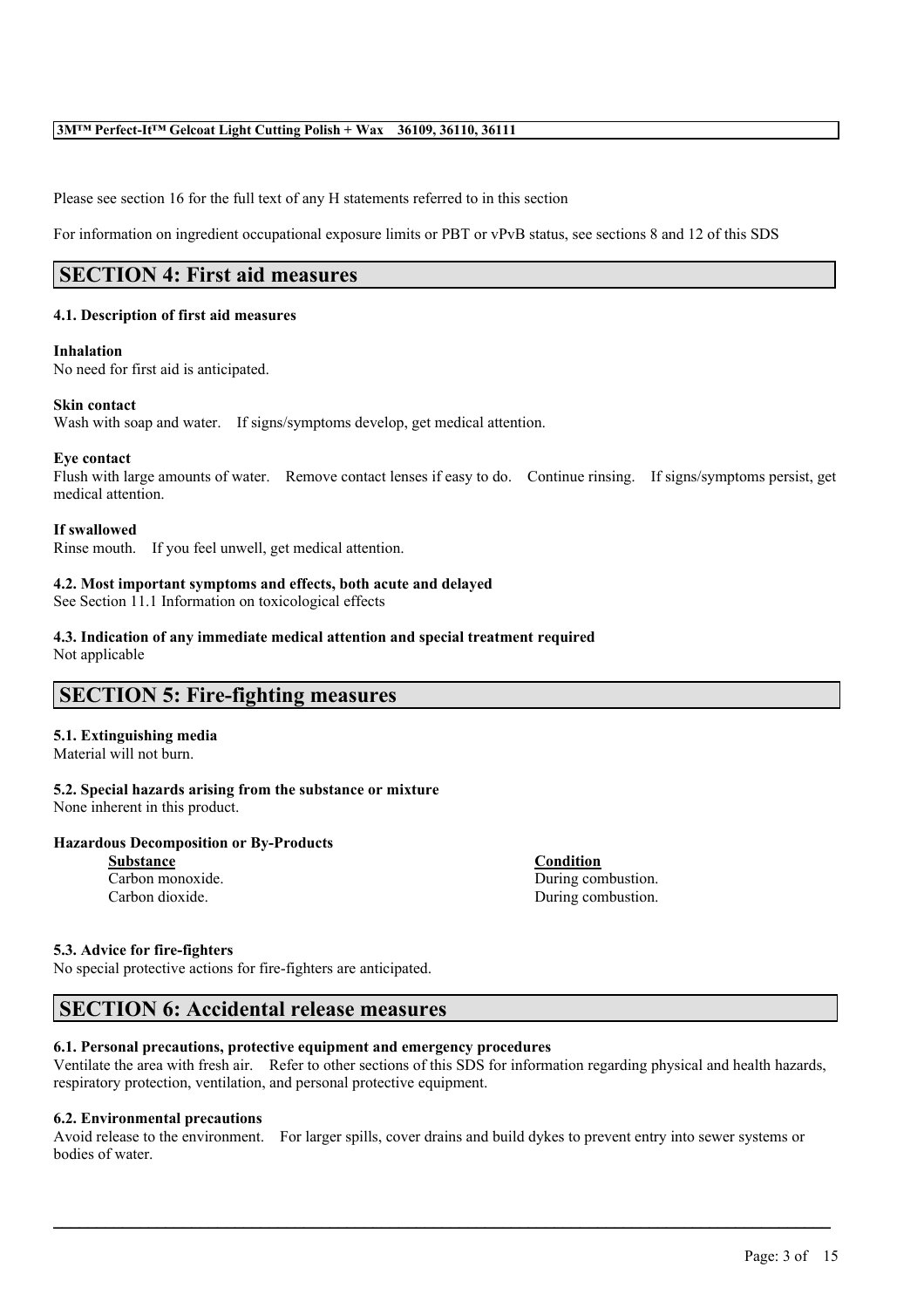Please see section 16 for the full text of any H statements referred to in this section

For information on ingredient occupational exposure limits or PBT or vPvB status, see sections 8 and 12 of this SDS

## SECTION 4: First aid measures

### 4.1. Description of first aid measures

**Inhalation**
No need for first aid is anticipated.

**Skin contact**
Wash with soap and water. If signs/symptoms develop, get medical attention.

**Eye contact**
Flush with large amounts of water. Remove contact lenses if easy to do. Continue rinsing. If signs/symptoms persist, get medical attention.

**If swallowed**
Rinse mouth. If you feel unwell, get medical attention.

### 4.2. Most important symptoms and effects, both acute and delayed

See Section 11.1 Information on toxicological effects

### 4.3. Indication of any immediate medical attention and special treatment required

Not applicable

## SECTION 5: Fire-fighting measures

### 5.1. Extinguishing media

Material will not burn.

### 5.2. Special hazards arising from the substance or mixture

None inherent in this product.

**Hazardous Decomposition or By-Products**

| Substance | Condition |
| --- | --- |
| Carbon monoxide. | During combustion. |
| Carbon dioxide. | During combustion. |

### 5.3. Advice for fire-fighters

No special protective actions for fire-fighters are anticipated.

## SECTION 6: Accidental release measures

### 6.1. Personal precautions, protective equipment and emergency procedures

Ventilate the area with fresh air. Refer to other sections of this SDS for information regarding physical and health hazards, respiratory protection, ventilation, and personal protective equipment.

### 6.2. Environmental precautions

Avoid release to the environment. For larger spills, cover drains and build dykes to prevent entry into sewer systems or bodies of water.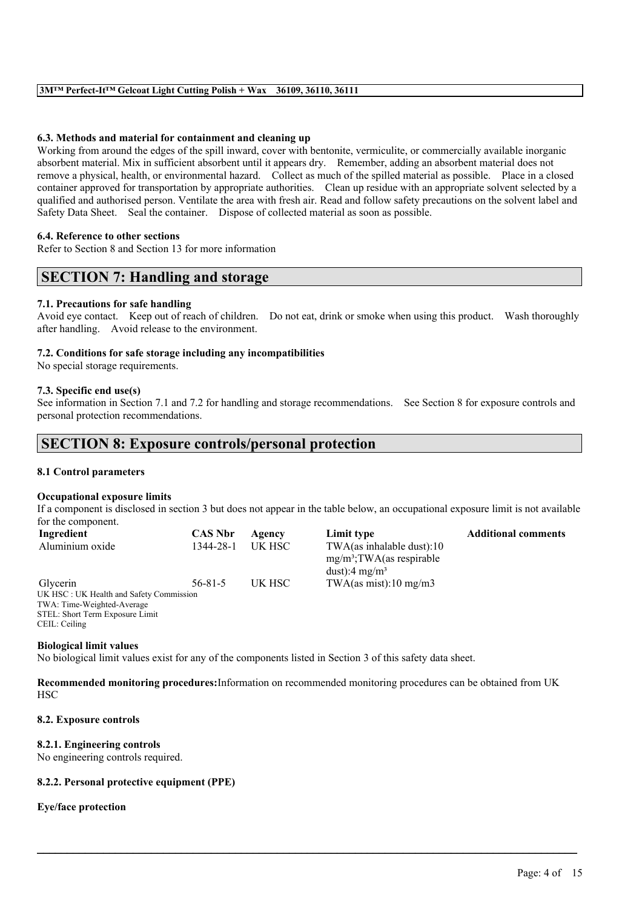### 6.3. Methods and material for containment and cleaning up

Working from around the edges of the spill inward, cover with bentonite, vermiculite, or commercially available inorganic absorbent material. Mix in sufficient absorbent until it appears dry. Remember, adding an absorbent material does not remove a physical, health, or environmental hazard. Collect as much of the spilled material as possible. Place in a closed container approved for transportation by appropriate authorities. Clean up residue with an appropriate solvent selected by a qualified and authorised person. Ventilate the area with fresh air. Read and follow safety precautions on the solvent label and Safety Data Sheet. Seal the container. Dispose of collected material as soon as possible.

### 6.4. Reference to other sections

Refer to Section 8 and Section 13 for more information

## SECTION 7: Handling and storage

### 7.1. Precautions for safe handling

Avoid eye contact. Keep out of reach of children. Do not eat, drink or smoke when using this product. Wash thoroughly after handling. Avoid release to the environment.

### 7.2. Conditions for safe storage including any incompatibilities

No special storage requirements.

### 7.3. Specific end use(s)

See information in Section 7.1 and 7.2 for handling and storage recommendations. See Section 8 for exposure controls and personal protection recommendations.

## SECTION 8: Exposure controls/personal protection

### 8.1 Control parameters

**Occupational exposure limits**

If a component is disclosed in section 3 but does not appear in the table below, an occupational exposure limit is not available for the component.

| Ingredient | CAS Nbr | Agency | Limit type | Additional comments |
|---|---|---|---|---|
| Aluminium oxide | 1344-28-1 | UK HSC | TWA(as inhalable dust):10 mg/m³;TWA(as respirable dust):4 mg/m³ | |
| Glycerin | 56-81-5 | UK HSC | TWA(as mist):10 mg/m3 | |

UK HSC : UK Health and Safety Commission
TWA: Time-Weighted-Average
STEL: Short Term Exposure Limit
CEIL: Ceiling

**Biological limit values**

No biological limit values exist for any of the components listed in Section 3 of this safety data sheet.

**Recommended monitoring procedures:**Information on recommended monitoring procedures can be obtained from UK HSC

### 8.2. Exposure controls

#### 8.2.1. Engineering controls

No engineering controls required.

#### 8.2.2. Personal protective equipment (PPE)

**Eye/face protection**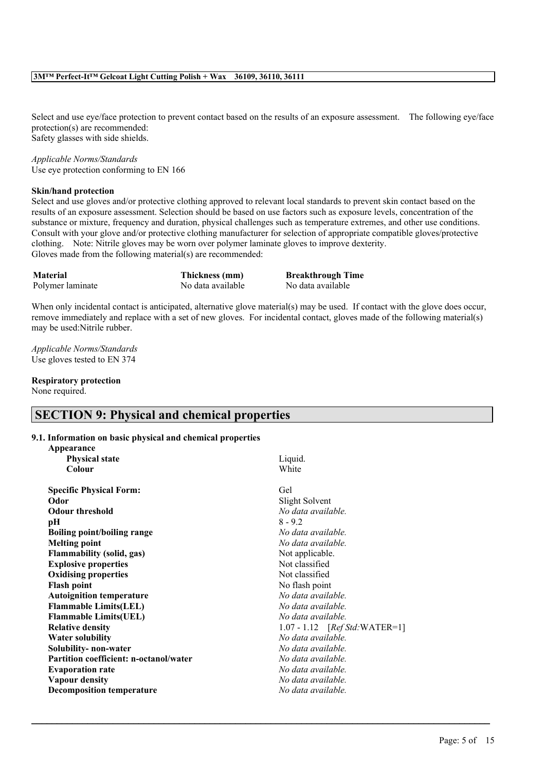Select and use eye/face protection to prevent contact based on the results of an exposure assessment. The following eye/face protection(s) are recommended:
Safety glasses with side shields.

*Applicable Norms/Standards*
Use eye protection conforming to EN 166

**Skin/hand protection**
Select and use gloves and/or protective clothing approved to relevant local standards to prevent skin contact based on the results of an exposure assessment. Selection should be based on use factors such as exposure levels, concentration of the substance or mixture, frequency and duration, physical challenges such as temperature extremes, and other use conditions. Consult with your glove and/or protective clothing manufacturer for selection of appropriate compatible gloves/protective clothing. Note: Nitrile gloves may be worn over polymer laminate gloves to improve dexterity.
Gloves made from the following material(s) are recommended:

| Material | Thickness (mm) | Breakthrough Time |
|---|---|---|
| Polymer laminate | No data available | No data available |

When only incidental contact is anticipated, alternative glove material(s) may be used. If contact with the glove does occur, remove immediately and replace with a set of new gloves. For incidental contact, gloves made of the following material(s) may be used:Nitrile rubber.

*Applicable Norms/Standards*
Use gloves tested to EN 374

**Respiratory protection**
None required.

## SECTION 9: Physical and chemical properties

**9.1. Information on basic physical and chemical properties**

| | |
|---|---|
| **Appearance** | |
| **Physical state** | Liquid. |
| **Colour** | White |
| **Specific Physical Form:** | Gel |
| **Odor** | Slight Solvent |
| **Odour threshold** | *No data available.* |
| **pH** | 8 - 9.2 |
| **Boiling point/boiling range** | *No data available.* |
| **Melting point** | *No data available.* |
| **Flammability (solid, gas)** | Not applicable. |
| **Explosive properties** | Not classified |
| **Oxidising properties** | Not classified |
| **Flash point** | No flash point |
| **Autoignition temperature** | *No data available.* |
| **Flammable Limits(LEL)** | *No data available.* |
| **Flammable Limits(UEL)** | *No data available.* |
| **Relative density** | 1.07 - 1.12 [*Ref Std:*WATER=1] |
| **Water solubility** | *No data available.* |
| **Solubility- non-water** | *No data available.* |
| **Partition coefficient: n-octanol/water** | *No data available.* |
| **Evaporation rate** | *No data available.* |
| **Vapour density** | *No data available.* |
| **Decomposition temperature** | *No data available.* |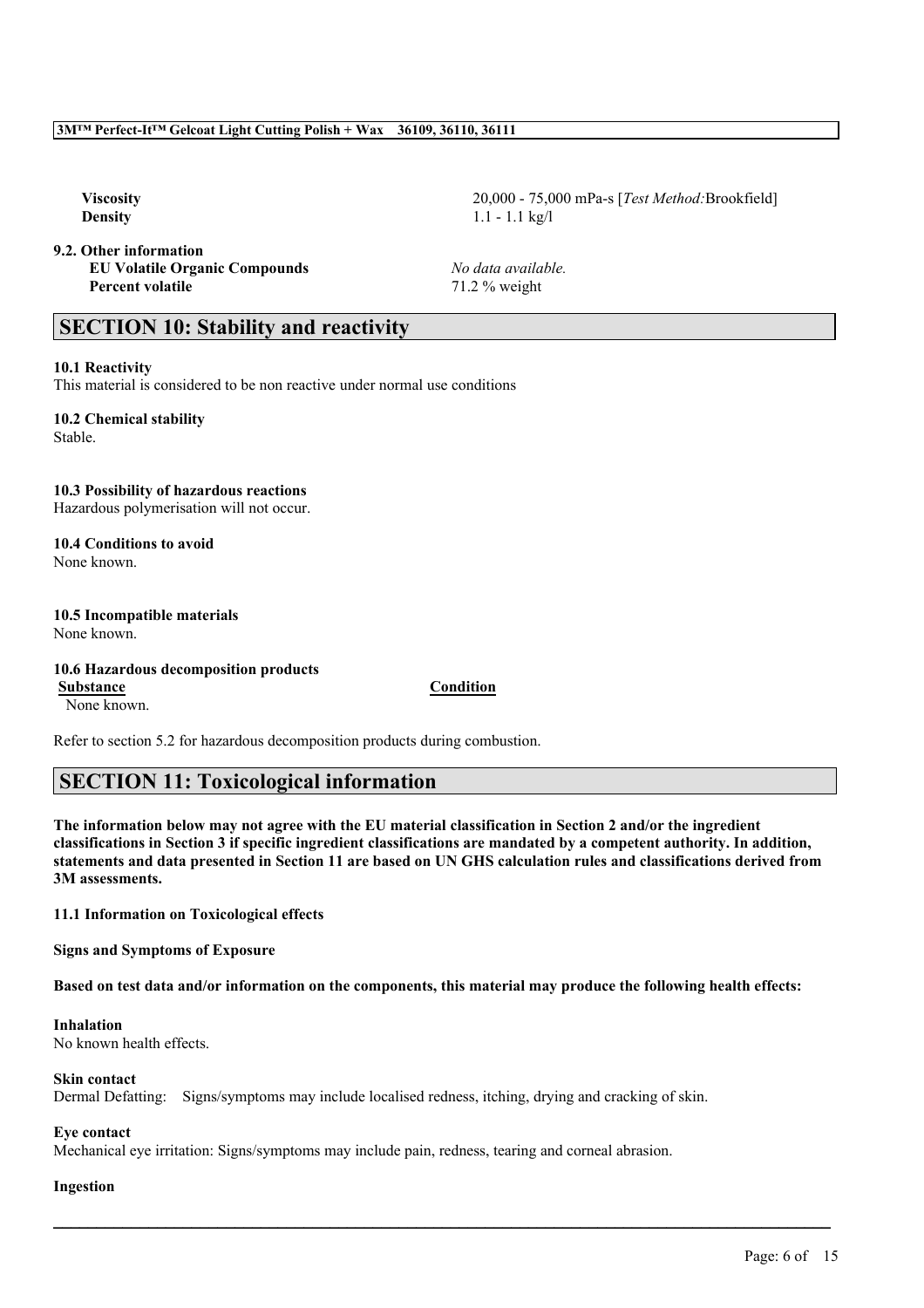| | |
|---|---|
| **Viscosity** | 20,000 - 75,000 mPa-s [*Test Method:*Brookfield] |
| **Density** | 1.1 - 1.1 kg/l |

**9.2. Other information**

| | |
|---|---|
| **EU Volatile Organic Compounds** | *No data available.* |
| **Percent volatile** | 71.2 % weight |

## SECTION 10: Stability and reactivity

**10.1 Reactivity**
This material is considered to be non reactive under normal use conditions

**10.2 Chemical stability**
Stable.

**10.3 Possibility of hazardous reactions**
Hazardous polymerisation will not occur.

**10.4 Conditions to avoid**
None known.

**10.5 Incompatible materials**
None known.

**10.6 Hazardous decomposition products**

| Substance | Condition |
|---|---|
| None known. | |

Refer to section 5.2 for hazardous decomposition products during combustion.

## SECTION 11: Toxicological information

**The information below may not agree with the EU material classification in Section 2 and/or the ingredient classifications in Section 3 if specific ingredient classifications are mandated by a competent authority. In addition, statements and data presented in Section 11 are based on UN GHS calculation rules and classifications derived from 3M assessments.**

**11.1 Information on Toxicological effects**

**Signs and Symptoms of Exposure**

**Based on test data and/or information on the components, this material may produce the following health effects:**

**Inhalation**
No known health effects.

**Skin contact**
Dermal Defatting: Signs/symptoms may include localised redness, itching, drying and cracking of skin.

**Eye contact**
Mechanical eye irritation: Signs/symptoms may include pain, redness, tearing and corneal abrasion.

**Ingestion**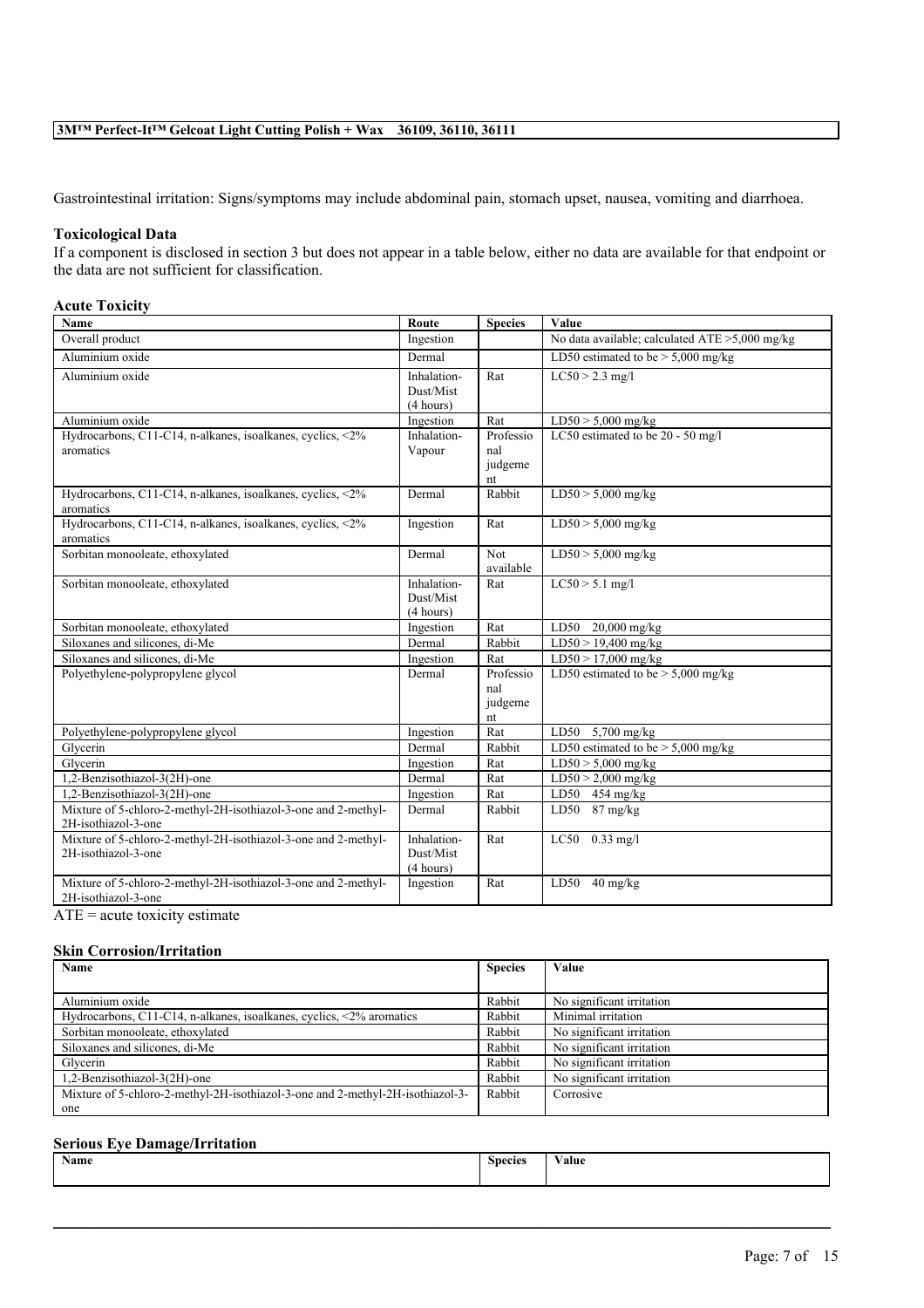Gastrointestinal irritation: Signs/symptoms may include abdominal pain, stomach upset, nausea, vomiting and diarrhoea.

### Toxicological Data

If a component is disclosed in section 3 but does not appear in a table below, either no data are available for that endpoint or the data are not sufficient for classification.

#### Acute Toxicity

| Name | Route | Species | Value |
| --- | --- | --- | --- |
| Overall product | Ingestion | | No data available; calculated ATE >5,000 mg/kg |
| Aluminium oxide | Dermal | | LD50 estimated to be > 5,000 mg/kg |
| Aluminium oxide | Inhalation-Dust/Mist (4 hours) | Rat | LC50 > 2.3 mg/l |
| Aluminium oxide | Ingestion | Rat | LD50 > 5,000 mg/kg |
| Hydrocarbons, C11-C14, n-alkanes, isoalkanes, cyclics, <2% aromatics | Inhalation-Vapour | Professional judgement | LC50 estimated to be 20 - 50 mg/l |
| Hydrocarbons, C11-C14, n-alkanes, isoalkanes, cyclics, <2% aromatics | Dermal | Rabbit | LD50 > 5,000 mg/kg |
| Hydrocarbons, C11-C14, n-alkanes, isoalkanes, cyclics, <2% aromatics | Ingestion | Rat | LD50 > 5,000 mg/kg |
| Sorbitan monooleate, ethoxylated | Dermal | Not available | LD50 > 5,000 mg/kg |
| Sorbitan monooleate, ethoxylated | Inhalation-Dust/Mist (4 hours) | Rat | LC50 > 5.1 mg/l |
| Sorbitan monooleate, ethoxylated | Ingestion | Rat | LD50 20,000 mg/kg |
| Siloxanes and silicones, di-Me | Dermal | Rabbit | LD50 > 19,400 mg/kg |
| Siloxanes and silicones, di-Me | Ingestion | Rat | LD50 > 17,000 mg/kg |
| Polyethylene-polypropylene glycol | Dermal | Professional judgement | LD50 estimated to be > 5,000 mg/kg |
| Polyethylene-polypropylene glycol | Ingestion | Rat | LD50 5,700 mg/kg |
| Glycerin | Dermal | Rabbit | LD50 estimated to be > 5,000 mg/kg |
| Glycerin | Ingestion | Rat | LD50 > 5,000 mg/kg |
| 1,2-Benzisothiazol-3(2H)-one | Dermal | Rat | LD50 > 2,000 mg/kg |
| 1,2-Benzisothiazol-3(2H)-one | Ingestion | Rat | LD50 454 mg/kg |
| Mixture of 5-chloro-2-methyl-2H-isothiazol-3-one and 2-methyl-2H-isothiazol-3-one | Dermal | Rabbit | LD50 87 mg/kg |
| Mixture of 5-chloro-2-methyl-2H-isothiazol-3-one and 2-methyl-2H-isothiazol-3-one | Inhalation-Dust/Mist (4 hours) | Rat | LC50 0.33 mg/l |
| Mixture of 5-chloro-2-methyl-2H-isothiazol-3-one and 2-methyl-2H-isothiazol-3-one | Ingestion | Rat | LD50 40 mg/kg |

ATE = acute toxicity estimate

#### Skin Corrosion/Irritation

| Name | Species | Value |
| --- | --- | --- |
| Aluminium oxide | Rabbit | No significant irritation |
| Hydrocarbons, C11-C14, n-alkanes, isoalkanes, cyclics, <2% aromatics | Rabbit | Minimal irritation |
| Sorbitan monooleate, ethoxylated | Rabbit | No significant irritation |
| Siloxanes and silicones, di-Me | Rabbit | No significant irritation |
| Glycerin | Rabbit | No significant irritation |
| 1,2-Benzisothiazol-3(2H)-one | Rabbit | No significant irritation |
| Mixture of 5-chloro-2-methyl-2H-isothiazol-3-one and 2-methyl-2H-isothiazol-3-one | Rabbit | Corrosive |

#### Serious Eye Damage/Irritation

| Name | Species | Value |
| --- | --- | --- |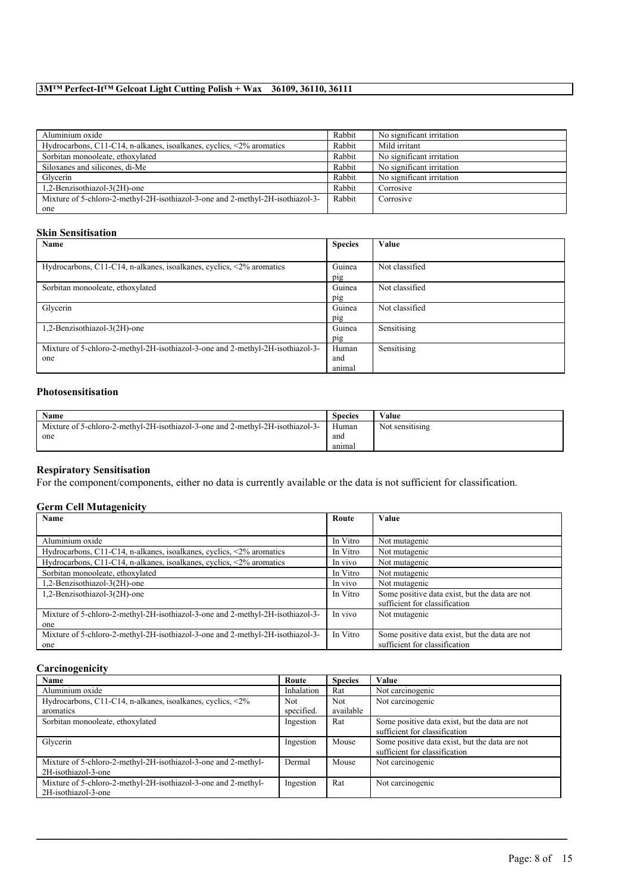| | | |
|---|---|---|
| Aluminium oxide | Rabbit | No significant irritation |
| Hydrocarbons, C11-C14, n-alkanes, isoalkanes, cyclics, <2% aromatics | Rabbit | Mild irritant |
| Sorbitan monooleate, ethoxylated | Rabbit | No significant irritation |
| Siloxanes and silicones, di-Me | Rabbit | No significant irritation |
| Glycerin | Rabbit | No significant irritation |
| 1,2-Benzisothiazol-3(2H)-one | Rabbit | Corrosive |
| Mixture of 5-chloro-2-methyl-2H-isothiazol-3-one and 2-methyl-2H-isothiazol-3-one | Rabbit | Corrosive |

### Skin Sensitisation

| Name | Species | Value |
|---|---|---|
| Hydrocarbons, C11-C14, n-alkanes, isoalkanes, cyclics, <2% aromatics | Guinea pig | Not classified |
| Sorbitan monooleate, ethoxylated | Guinea pig | Not classified |
| Glycerin | Guinea pig | Not classified |
| 1,2-Benzisothiazol-3(2H)-one | Guinea pig | Sensitising |
| Mixture of 5-chloro-2-methyl-2H-isothiazol-3-one and 2-methyl-2H-isothiazol-3-one | Human and animal | Sensitising |

### Photosensitisation

| Name | Species | Value |
|---|---|---|
| Mixture of 5-chloro-2-methyl-2H-isothiazol-3-one and 2-methyl-2H-isothiazol-3-one | Human and animal | Not sensitising |

### Respiratory Sensitisation

For the component/components, either no data is currently available or the data is not sufficient for classification.

### Germ Cell Mutagenicity

| Name | Route | Value |
|---|---|---|
| Aluminium oxide | In Vitro | Not mutagenic |
| Hydrocarbons, C11-C14, n-alkanes, isoalkanes, cyclics, <2% aromatics | In Vitro | Not mutagenic |
| Hydrocarbons, C11-C14, n-alkanes, isoalkanes, cyclics, <2% aromatics | In vivo | Not mutagenic |
| Sorbitan monooleate, ethoxylated | In Vitro | Not mutagenic |
| 1,2-Benzisothiazol-3(2H)-one | In vivo | Not mutagenic |
| 1,2-Benzisothiazol-3(2H)-one | In Vitro | Some positive data exist, but the data are not sufficient for classification |
| Mixture of 5-chloro-2-methyl-2H-isothiazol-3-one and 2-methyl-2H-isothiazol-3-one | In vivo | Not mutagenic |
| Mixture of 5-chloro-2-methyl-2H-isothiazol-3-one and 2-methyl-2H-isothiazol-3-one | In Vitro | Some positive data exist, but the data are not sufficient for classification |

### Carcinogenicity

| Name | Route | Species | Value |
|---|---|---|---|
| Aluminium oxide | Inhalation | Rat | Not carcinogenic |
| Hydrocarbons, C11-C14, n-alkanes, isoalkanes, cyclics, <2% aromatics | Not specified. | Not available | Not carcinogenic |
| Sorbitan monooleate, ethoxylated | Ingestion | Rat | Some positive data exist, but the data are not sufficient for classification |
| Glycerin | Ingestion | Mouse | Some positive data exist, but the data are not sufficient for classification |
| Mixture of 5-chloro-2-methyl-2H-isothiazol-3-one and 2-methyl-2H-isothiazol-3-one | Dermal | Mouse | Not carcinogenic |
| Mixture of 5-chloro-2-methyl-2H-isothiazol-3-one and 2-methyl-2H-isothiazol-3-one | Ingestion | Rat | Not carcinogenic |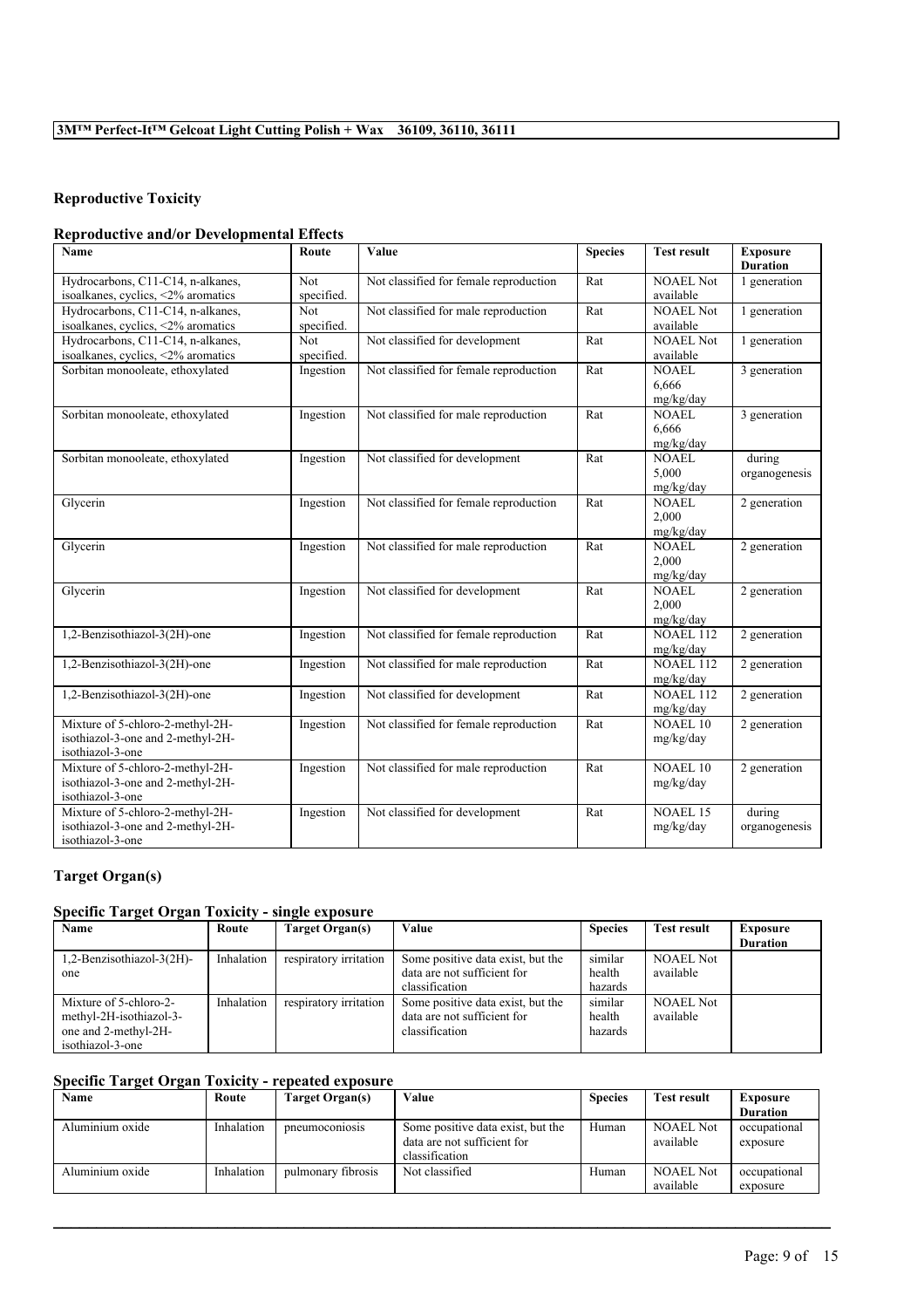## Reproductive Toxicity

### Reproductive and/or Developmental Effects

| Name | Route | Value | Species | Test result | Exposure Duration |
|---|---|---|---|---|---|
| Hydrocarbons, C11-C14, n-alkanes, isoalkanes, cyclics, <2% aromatics | Not specified. | Not classified for female reproduction | Rat | NOAEL Not available | 1 generation |
| Hydrocarbons, C11-C14, n-alkanes, isoalkanes, cyclics, <2% aromatics | Not specified. | Not classified for male reproduction | Rat | NOAEL Not available | 1 generation |
| Hydrocarbons, C11-C14, n-alkanes, isoalkanes, cyclics, <2% aromatics | Not specified. | Not classified for development | Rat | NOAEL Not available | 1 generation |
| Sorbitan monooleate, ethoxylated | Ingestion | Not classified for female reproduction | Rat | NOAEL 6,666 mg/kg/day | 3 generation |
| Sorbitan monooleate, ethoxylated | Ingestion | Not classified for male reproduction | Rat | NOAEL 6,666 mg/kg/day | 3 generation |
| Sorbitan monooleate, ethoxylated | Ingestion | Not classified for development | Rat | NOAEL 5,000 mg/kg/day | during organogenesis |
| Glycerin | Ingestion | Not classified for female reproduction | Rat | NOAEL 2,000 mg/kg/day | 2 generation |
| Glycerin | Ingestion | Not classified for male reproduction | Rat | NOAEL 2,000 mg/kg/day | 2 generation |
| Glycerin | Ingestion | Not classified for development | Rat | NOAEL 2,000 mg/kg/day | 2 generation |
| 1,2-Benzisothiazol-3(2H)-one | Ingestion | Not classified for female reproduction | Rat | NOAEL 112 mg/kg/day | 2 generation |
| 1,2-Benzisothiazol-3(2H)-one | Ingestion | Not classified for male reproduction | Rat | NOAEL 112 mg/kg/day | 2 generation |
| 1,2-Benzisothiazol-3(2H)-one | Ingestion | Not classified for development | Rat | NOAEL 112 mg/kg/day | 2 generation |
| Mixture of 5-chloro-2-methyl-2H-isothiazol-3-one and 2-methyl-2H-isothiazol-3-one | Ingestion | Not classified for female reproduction | Rat | NOAEL 10 mg/kg/day | 2 generation |
| Mixture of 5-chloro-2-methyl-2H-isothiazol-3-one and 2-methyl-2H-isothiazol-3-one | Ingestion | Not classified for male reproduction | Rat | NOAEL 10 mg/kg/day | 2 generation |
| Mixture of 5-chloro-2-methyl-2H-isothiazol-3-one and 2-methyl-2H-isothiazol-3-one | Ingestion | Not classified for development | Rat | NOAEL 15 mg/kg/day | during organogenesis |

## Target Organ(s)

### Specific Target Organ Toxicity - single exposure

| Name | Route | Target Organ(s) | Value | Species | Test result | Exposure Duration |
|---|---|---|---|---|---|---|
| 1,2-Benzisothiazol-3(2H)-one | Inhalation | respiratory irritation | Some positive data exist, but the data are not sufficient for classification | similar health hazards | NOAEL Not available | |
| Mixture of 5-chloro-2-methyl-2H-isothiazol-3-one and 2-methyl-2H-isothiazol-3-one | Inhalation | respiratory irritation | Some positive data exist, but the data are not sufficient for classification | similar health hazards | NOAEL Not available | |

### Specific Target Organ Toxicity - repeated exposure

| Name | Route | Target Organ(s) | Value | Species | Test result | Exposure Duration |
|---|---|---|---|---|---|---|
| Aluminium oxide | Inhalation | pneumoconiosis | Some positive data exist, but the data are not sufficient for classification | Human | NOAEL Not available | occupational exposure |
| Aluminium oxide | Inhalation | pulmonary fibrosis | Not classified | Human | NOAEL Not available | occupational exposure |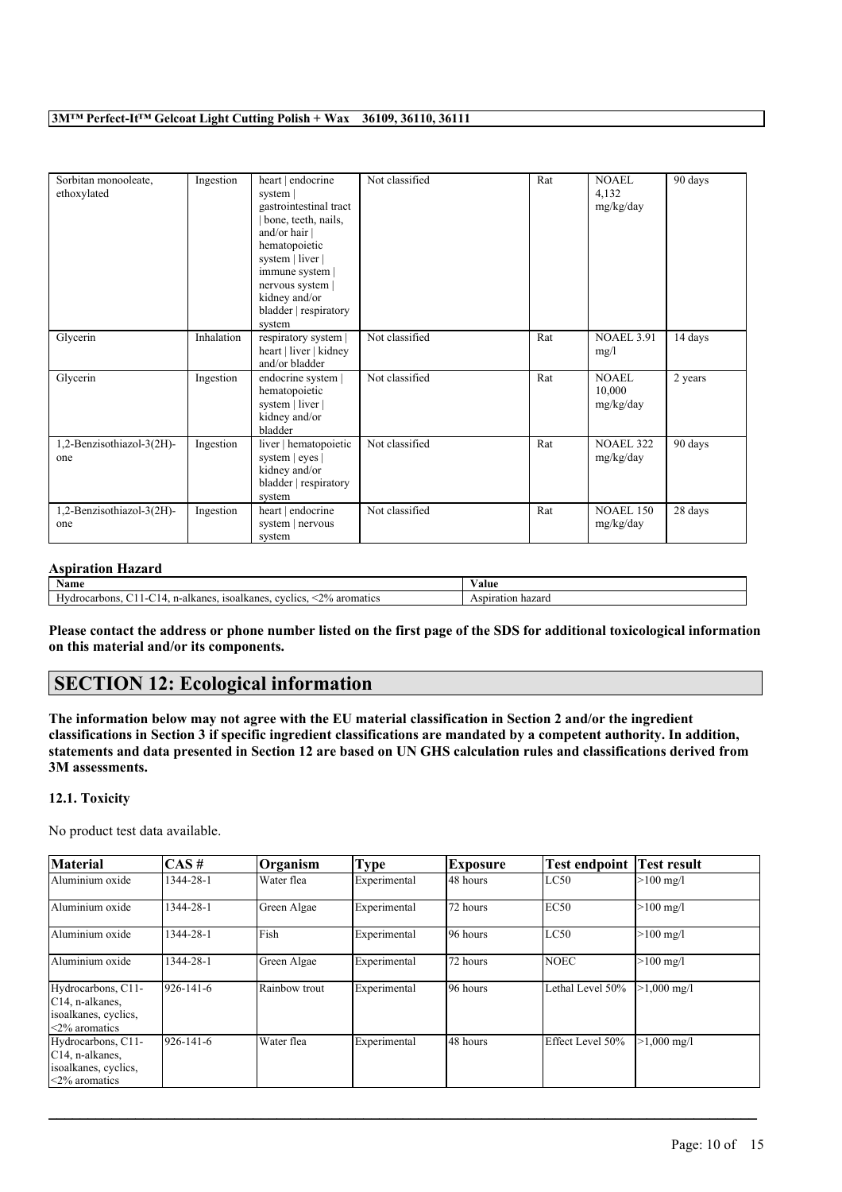| | | | | | | |
|---|---|---|---|---|---|---|
| Sorbitan monooleate, ethoxylated | Ingestion | heart \| endocrine system \| gastrointestinal tract \| bone, teeth, nails, and/or hair \| hematopoietic system \| liver \| immune system \| nervous system \| kidney and/or bladder \| respiratory system | Not classified | Rat | NOAEL 4,132 mg/kg/day | 90 days |
| Glycerin | Inhalation | respiratory system \| heart \| liver \| kidney and/or bladder | Not classified | Rat | NOAEL 3.91 mg/l | 14 days |
| Glycerin | Ingestion | endocrine system \| hematopoietic system \| liver \| kidney and/or bladder | Not classified | Rat | NOAEL 10,000 mg/kg/day | 2 years |
| 1,2-Benzisothiazol-3(2H)-one | Ingestion | liver \| hematopoietic system \| eyes \| kidney and/or bladder \| respiratory system | Not classified | Rat | NOAEL 322 mg/kg/day | 90 days |
| 1,2-Benzisothiazol-3(2H)-one | Ingestion | heart \| endocrine system \| nervous system | Not classified | Rat | NOAEL 150 mg/kg/day | 28 days |

**Aspiration Hazard**

| Name | Value |
|---|---|
| Hydrocarbons, C11-C14, n-alkanes, isoalkanes, cyclics, <2% aromatics | Aspiration hazard |

**Please contact the address or phone number listed on the first page of the SDS for additional toxicological information on this material and/or its components.**

## SECTION 12: Ecological information

**The information below may not agree with the EU material classification in Section 2 and/or the ingredient classifications in Section 3 if specific ingredient classifications are mandated by a competent authority. In addition, statements and data presented in Section 12 are based on UN GHS calculation rules and classifications derived from 3M assessments.**

### 12.1. Toxicity

No product test data available.

| Material | CAS # | Organism | Type | Exposure | Test endpoint | Test result |
|---|---|---|---|---|---|---|
| Aluminium oxide | 1344-28-1 | Water flea | Experimental | 48 hours | LC50 | >100 mg/l |
| Aluminium oxide | 1344-28-1 | Green Algae | Experimental | 72 hours | EC50 | >100 mg/l |
| Aluminium oxide | 1344-28-1 | Fish | Experimental | 96 hours | LC50 | >100 mg/l |
| Aluminium oxide | 1344-28-1 | Green Algae | Experimental | 72 hours | NOEC | >100 mg/l |
| Hydrocarbons, C11-C14, n-alkanes, isoalkanes, cyclics, <2% aromatics | 926-141-6 | Rainbow trout | Experimental | 96 hours | Lethal Level 50% | >1,000 mg/l |
| Hydrocarbons, C11-C14, n-alkanes, isoalkanes, cyclics, <2% aromatics | 926-141-6 | Water flea | Experimental | 48 hours | Effect Level 50% | >1,000 mg/l |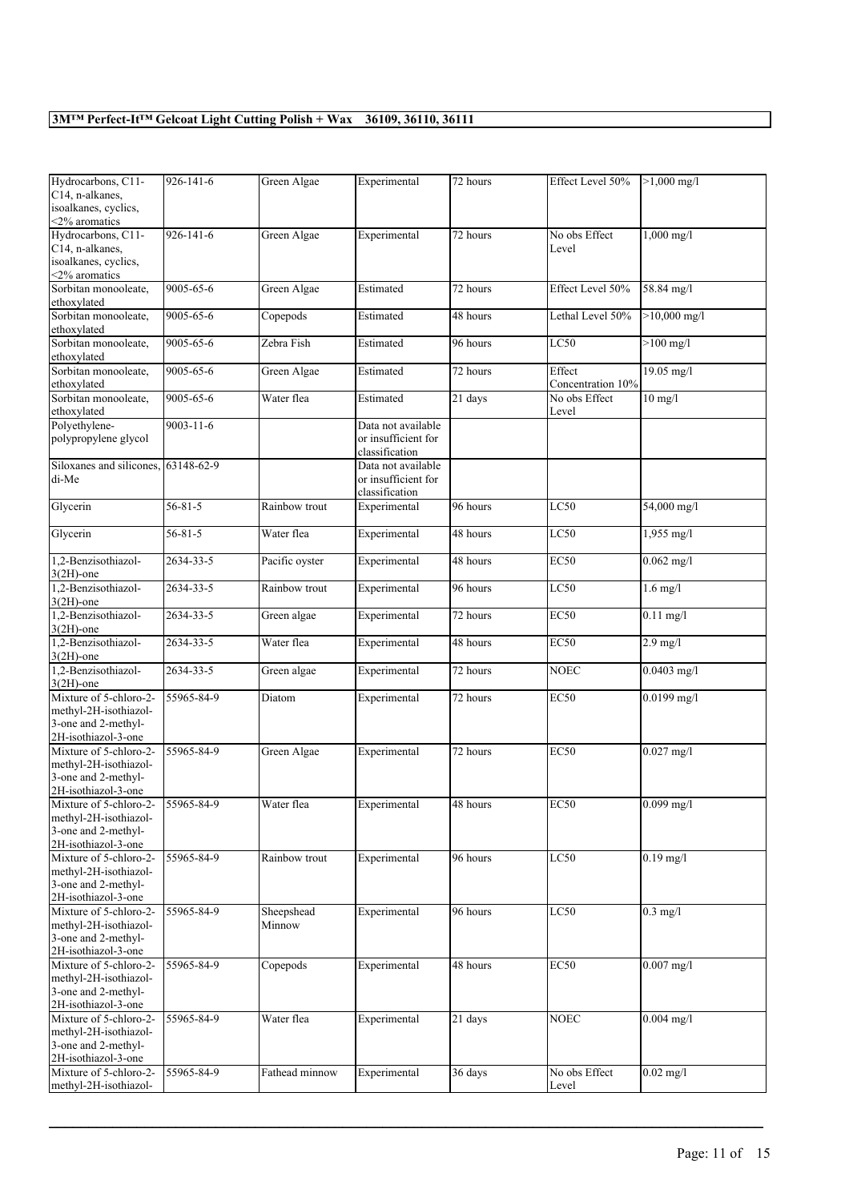| | | | | | | |
|---|---|---|---|---|---|---|
| Hydrocarbons, C11-C14, n-alkanes, isoalkanes, cyclics, <2% aromatics | 926-141-6 | Green Algae | Experimental | 72 hours | Effect Level 50% | >1,000 mg/l |
| Hydrocarbons, C11-C14, n-alkanes, isoalkanes, cyclics, <2% aromatics | 926-141-6 | Green Algae | Experimental | 72 hours | No obs Effect Level | 1,000 mg/l |
| Sorbitan monooleate, ethoxylated | 9005-65-6 | Green Algae | Estimated | 72 hours | Effect Level 50% | 58.84 mg/l |
| Sorbitan monooleate, ethoxylated | 9005-65-6 | Copepods | Estimated | 48 hours | Lethal Level 50% | >10,000 mg/l |
| Sorbitan monooleate, ethoxylated | 9005-65-6 | Zebra Fish | Estimated | 96 hours | LC50 | >100 mg/l |
| Sorbitan monooleate, ethoxylated | 9005-65-6 | Green Algae | Estimated | 72 hours | Effect Concentration 10% | 19.05 mg/l |
| Sorbitan monooleate, ethoxylated | 9005-65-6 | Water flea | Estimated | 21 days | No obs Effect Level | 10 mg/l |
| Polyethylene-polypropylene glycol | 9003-11-6 | | Data not available or insufficient for classification | | | |
| Siloxanes and silicones, di-Me | 63148-62-9 | | Data not available or insufficient for classification | | | |
| Glycerin | 56-81-5 | Rainbow trout | Experimental | 96 hours | LC50 | 54,000 mg/l |
| Glycerin | 56-81-5 | Water flea | Experimental | 48 hours | LC50 | 1,955 mg/l |
| 1,2-Benzisothiazol-3(2H)-one | 2634-33-5 | Pacific oyster | Experimental | 48 hours | EC50 | 0.062 mg/l |
| 1,2-Benzisothiazol-3(2H)-one | 2634-33-5 | Rainbow trout | Experimental | 96 hours | LC50 | 1.6 mg/l |
| 1,2-Benzisothiazol-3(2H)-one | 2634-33-5 | Green algae | Experimental | 72 hours | EC50 | 0.11 mg/l |
| 1,2-Benzisothiazol-3(2H)-one | 2634-33-5 | Water flea | Experimental | 48 hours | EC50 | 2.9 mg/l |
| 1,2-Benzisothiazol-3(2H)-one | 2634-33-5 | Green algae | Experimental | 72 hours | NOEC | 0.0403 mg/l |
| Mixture of 5-chloro-2-methyl-2H-isothiazol-3-one and 2-methyl-2H-isothiazol-3-one | 55965-84-9 | Diatom | Experimental | 72 hours | EC50 | 0.0199 mg/l |
| Mixture of 5-chloro-2-methyl-2H-isothiazol-3-one and 2-methyl-2H-isothiazol-3-one | 55965-84-9 | Green Algae | Experimental | 72 hours | EC50 | 0.027 mg/l |
| Mixture of 5-chloro-2-methyl-2H-isothiazol-3-one and 2-methyl-2H-isothiazol-3-one | 55965-84-9 | Water flea | Experimental | 48 hours | EC50 | 0.099 mg/l |
| Mixture of 5-chloro-2-methyl-2H-isothiazol-3-one and 2-methyl-2H-isothiazol-3-one | 55965-84-9 | Rainbow trout | Experimental | 96 hours | LC50 | 0.19 mg/l |
| Mixture of 5-chloro-2-methyl-2H-isothiazol-3-one and 2-methyl-2H-isothiazol-3-one | 55965-84-9 | Sheepshead Minnow | Experimental | 96 hours | LC50 | 0.3 mg/l |
| Mixture of 5-chloro-2-methyl-2H-isothiazol-3-one and 2-methyl-2H-isothiazol-3-one | 55965-84-9 | Copepods | Experimental | 48 hours | EC50 | 0.007 mg/l |
| Mixture of 5-chloro-2-methyl-2H-isothiazol-3-one and 2-methyl-2H-isothiazol-3-one | 55965-84-9 | Water flea | Experimental | 21 days | NOEC | 0.004 mg/l |
| Mixture of 5-chloro-2-methyl-2H-isothiazol- | 55965-84-9 | Fathead minnow | Experimental | 36 days | No obs Effect Level | 0.02 mg/l |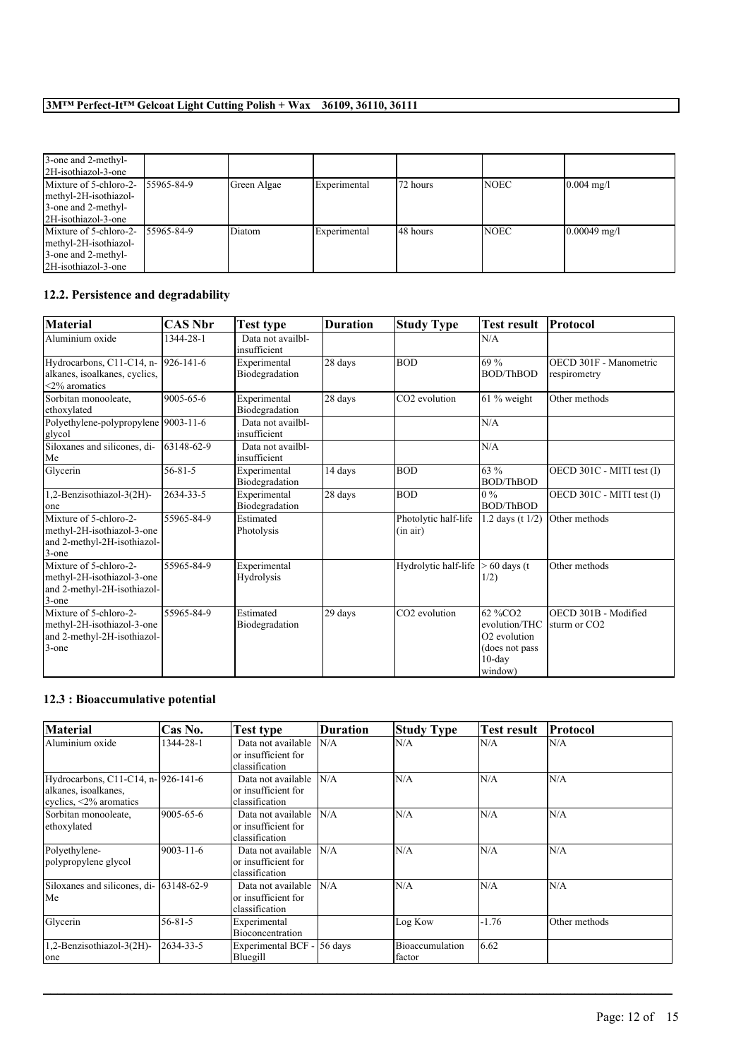| | | | | | | |
|---|---|---|---|---|---|---|
| 3-one and 2-methyl-2H-isothiazol-3-one | | | | | | |
| Mixture of 5-chloro-2-methyl-2H-isothiazol-3-one and 2-methyl-2H-isothiazol-3-one | 55965-84-9 | Green Algae | Experimental | 72 hours | NOEC | 0.004 mg/l |
| Mixture of 5-chloro-2-methyl-2H-isothiazol-3-one and 2-methyl-2H-isothiazol-3-one | 55965-84-9 | Diatom | Experimental | 48 hours | NOEC | 0.00049 mg/l |

## 12.2. Persistence and degradability

| Material | CAS Nbr | Test type | Duration | Study Type | Test result | Protocol |
|---|---|---|---|---|---|---|
| Aluminium oxide | 1344-28-1 | Data not availbl-insufficient | | | N/A | |
| Hydrocarbons, C11-C14, n-alkanes, isoalkanes, cyclics, <2% aromatics | 926-141-6 | Experimental Biodegradation | 28 days | BOD | 69 % BOD/ThBOD | OECD 301F - Manometric respirometry |
| Sorbitan monooleate, ethoxylated | 9005-65-6 | Experimental Biodegradation | 28 days | $CO_2$ evolution | 61 % weight | Other methods |
| Polyethylene-polypropylene glycol | 9003-11-6 | Data not availbl-insufficient | | | N/A | |
| Siloxanes and silicones, di-Me | 63148-62-9 | Data not availbl-insufficient | | | N/A | |
| Glycerin | 56-81-5 | Experimental Biodegradation | 14 days | BOD | 63 % BOD/ThBOD | OECD 301C - MITI test (I) |
| 1,2-Benzisothiazol-3(2H)-one | 2634-33-5 | Experimental Biodegradation | 28 days | BOD | 0 % BOD/ThBOD | OECD 301C - MITI test (I) |
| Mixture of 5-chloro-2-methyl-2H-isothiazol-3-one and 2-methyl-2H-isothiazol-3-one | 55965-84-9 | Estimated Photolysis | | Photolytic half-life (in air) | 1.2 days (t 1/2) | Other methods |
| Mixture of 5-chloro-2-methyl-2H-isothiazol-3-one and 2-methyl-2H-isothiazol-3-one | 55965-84-9 | Experimental Hydrolysis | | Hydrolytic half-life | > 60 days (t 1/2) | Other methods |
| Mixture of 5-chloro-2-methyl-2H-isothiazol-3-one and 2-methyl-2H-isothiazol-3-one | 55965-84-9 | Estimated Biodegradation | 29 days | $CO_2$ evolution | 62 %$CO_2$ evolution/THC $O_2$ evolution (does not pass 10-day window) | OECD 301B - Modified sturm or $CO_2$ |

## 12.3 : Bioaccumulative potential

| Material | Cas No. | Test type | Duration | Study Type | Test result | Protocol |
|---|---|---|---|---|---|---|
| Aluminium oxide | 1344-28-1 | Data not available or insufficient for classification | N/A | N/A | N/A | N/A |
| Hydrocarbons, C11-C14, n-alkanes, isoalkanes, cyclics, <2% aromatics | 926-141-6 | Data not available or insufficient for classification | N/A | N/A | N/A | N/A |
| Sorbitan monooleate, ethoxylated | 9005-65-6 | Data not available or insufficient for classification | N/A | N/A | N/A | N/A |
| Polyethylene-polypropylene glycol | 9003-11-6 | Data not available or insufficient for classification | N/A | N/A | N/A | N/A |
| Siloxanes and silicones, di-Me | 63148-62-9 | Data not available or insufficient for classification | N/A | N/A | N/A | N/A |
| Glycerin | 56-81-5 | Experimental Bioconcentration | | Log Kow | -1.76 | Other methods |
| 1,2-Benzisothiazol-3(2H)-one | 2634-33-5 | Experimental BCF - Bluegill | 56 days | Bioaccumulation factor | 6.62 | |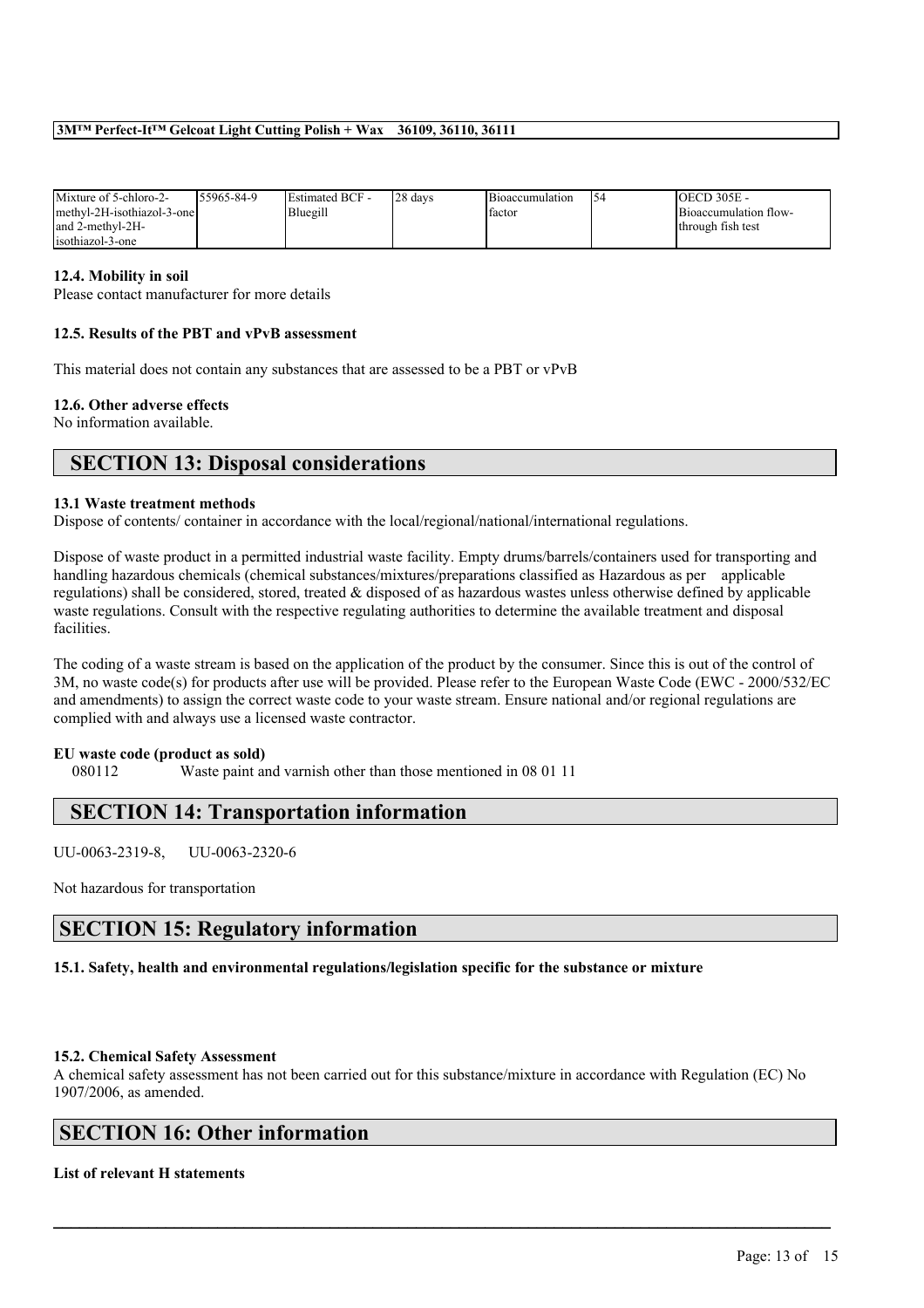| | | | | | | |
|---|---|---|---|---|---|---|
| Mixture of 5-chloro-2-methyl-2H-isothiazol-3-one and 2-methyl-2H-isothiazol-3-one | 55965-84-9 | Estimated BCF - Bluegill | 28 days | Bioaccumulation factor | 54 | OECD 305E - Bioaccumulation flow-through fish test |

**12.4. Mobility in soil**
Please contact manufacturer for more details

**12.5. Results of the PBT and vPvB assessment**

This material does not contain any substances that are assessed to be a PBT or vPvB

**12.6. Other adverse effects**
No information available.

## SECTION 13: Disposal considerations

**13.1 Waste treatment methods**
Dispose of contents/ container in accordance with the local/regional/national/international regulations.

Dispose of waste product in a permitted industrial waste facility. Empty drums/barrels/containers used for transporting and handling hazardous chemicals (chemical substances/mixtures/preparations classified as Hazardous as per applicable regulations) shall be considered, stored, treated & disposed of as hazardous wastes unless otherwise defined by applicable waste regulations. Consult with the respective regulating authorities to determine the available treatment and disposal facilities.

The coding of a waste stream is based on the application of the product by the consumer. Since this is out of the control of 3M, no waste code(s) for products after use will be provided. Please refer to the European Waste Code (EWC - 2000/532/EC and amendments) to assign the correct waste code to your waste stream. Ensure national and/or regional regulations are complied with and always use a licensed waste contractor.

**EU waste code (product as sold)**
080112 Waste paint and varnish other than those mentioned in 08 01 11

## SECTION 14: Transportation information

UU-0063-2319-8, UU-0063-2320-6

Not hazardous for transportation

## SECTION 15: Regulatory information

**15.1. Safety, health and environmental regulations/legislation specific for the substance or mixture**

**15.2. Chemical Safety Assessment**
A chemical safety assessment has not been carried out for this substance/mixture in accordance with Regulation (EC) No 1907/2006, as amended.

## SECTION 16: Other information

**List of relevant H statements**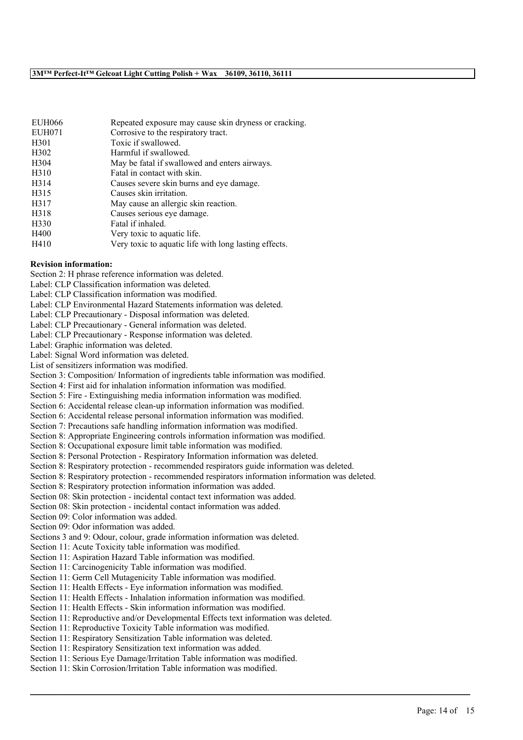| | |
|---|---|
| EUH066 | Repeated exposure may cause skin dryness or cracking. |
| EUH071 | Corrosive to the respiratory tract. |
| H301 | Toxic if swallowed. |
| H302 | Harmful if swallowed. |
| H304 | May be fatal if swallowed and enters airways. |
| H310 | Fatal in contact with skin. |
| H314 | Causes severe skin burns and eye damage. |
| H315 | Causes skin irritation. |
| H317 | May cause an allergic skin reaction. |
| H318 | Causes serious eye damage. |
| H330 | Fatal if inhaled. |
| H400 | Very toxic to aquatic life. |
| H410 | Very toxic to aquatic life with long lasting effects. |

**Revision information:**

Section 2: H phrase reference information was deleted.
Label: CLP Classification information was deleted.
Label: CLP Classification information was modified.
Label: CLP Environmental Hazard Statements information was deleted.
Label: CLP Precautionary - Disposal information was deleted.
Label: CLP Precautionary - General information was deleted.
Label: CLP Precautionary - Response information was deleted.
Label: Graphic information was deleted.
Label: Signal Word information was deleted.
List of sensitizers information was modified.
Section 3: Composition/ Information of ingredients table information was modified.
Section 4: First aid for inhalation information information was modified.
Section 5: Fire - Extinguishing media information information was modified.
Section 6: Accidental release clean-up information information was modified.
Section 6: Accidental release personal information information was modified.
Section 7: Precautions safe handling information information was modified.
Section 8: Appropriate Engineering controls information information was modified.
Section 8: Occupational exposure limit table information was modified.
Section 8: Personal Protection - Respiratory Information information was deleted.
Section 8: Respiratory protection - recommended respirators guide information was deleted.
Section 8: Respiratory protection - recommended respirators information information was deleted.
Section 8: Respiratory protection information information was added.
Section 08: Skin protection - incidental contact text information was added.
Section 08: Skin protection - incidental contact information was added.
Section 09: Color information was added.
Section 09: Odor information was added.
Sections 3 and 9: Odour, colour, grade information information was deleted.
Section 11: Acute Toxicity table information was modified.
Section 11: Aspiration Hazard Table information was modified.
Section 11: Carcinogenicity Table information was modified.
Section 11: Germ Cell Mutagenicity Table information was modified.
Section 11: Health Effects - Eye information information was modified.
Section 11: Health Effects - Inhalation information information was modified.
Section 11: Health Effects - Skin information information was modified.
Section 11: Reproductive and/or Developmental Effects text information was deleted.
Section 11: Reproductive Toxicity Table information was modified.
Section 11: Respiratory Sensitization Table information was deleted.
Section 11: Respiratory Sensitization text information was added.
Section 11: Serious Eye Damage/Irritation Table information was modified.
Section 11: Skin Corrosion/Irritation Table information was modified.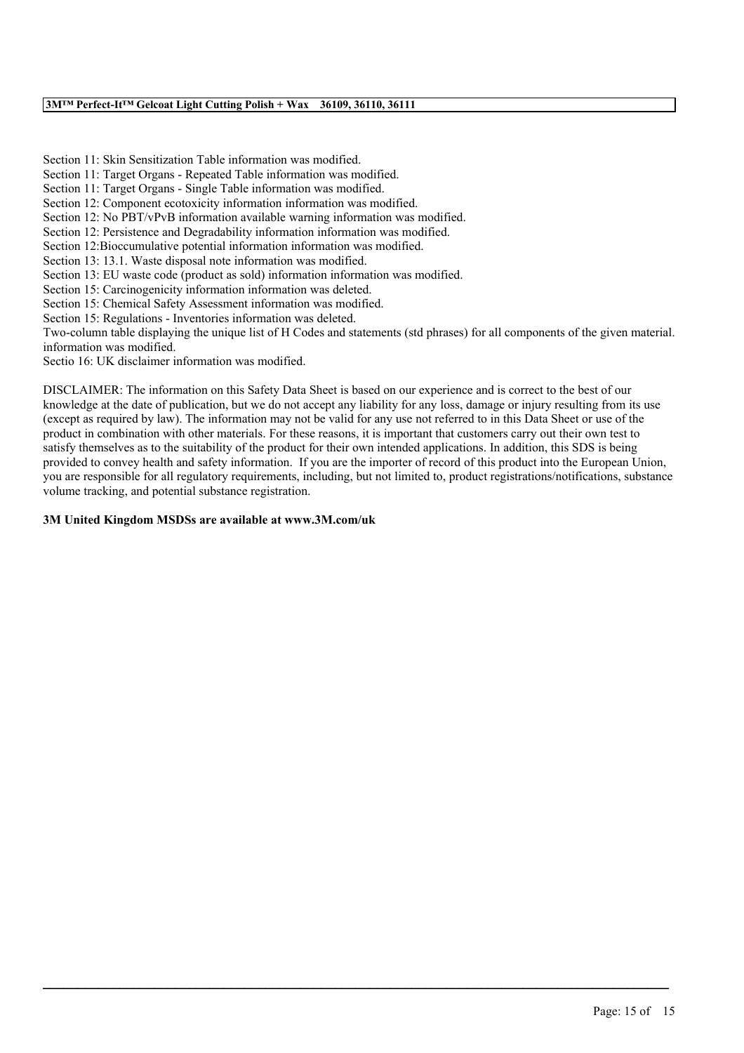Section 11: Skin Sensitization Table information was modified.
Section 11: Target Organs - Repeated Table information was modified.
Section 11: Target Organs - Single Table information was modified.
Section 12: Component ecotoxicity information information was modified.
Section 12: No PBT/vPvB information available warning information was modified.
Section 12: Persistence and Degradability information information was modified.
Section 12:Bioccumulative potential information information was modified.
Section 13: 13.1. Waste disposal note information was modified.
Section 13: EU waste code (product as sold) information information was modified.
Section 15: Carcinogenicity information information was deleted.
Section 15: Chemical Safety Assessment information was modified.
Section 15: Regulations - Inventories information was deleted.
Two-column table displaying the unique list of H Codes and statements (std phrases) for all components of the given material. information was modified.
Sectio 16: UK disclaimer information was modified.

DISCLAIMER: The information on this Safety Data Sheet is based on our experience and is correct to the best of our knowledge at the date of publication, but we do not accept any liability for any loss, damage or injury resulting from its use (except as required by law). The information may not be valid for any use not referred to in this Data Sheet or use of the product in combination with other materials. For these reasons, it is important that customers carry out their own test to satisfy themselves as to the suitability of the product for their own intended applications. In addition, this SDS is being provided to convey health and safety information. If you are the importer of record of this product into the European Union, you are responsible for all regulatory requirements, including, but not limited to, product registrations/notifications, substance volume tracking, and potential substance registration.

**3M United Kingdom MSDSs are available at www.3M.com/uk**